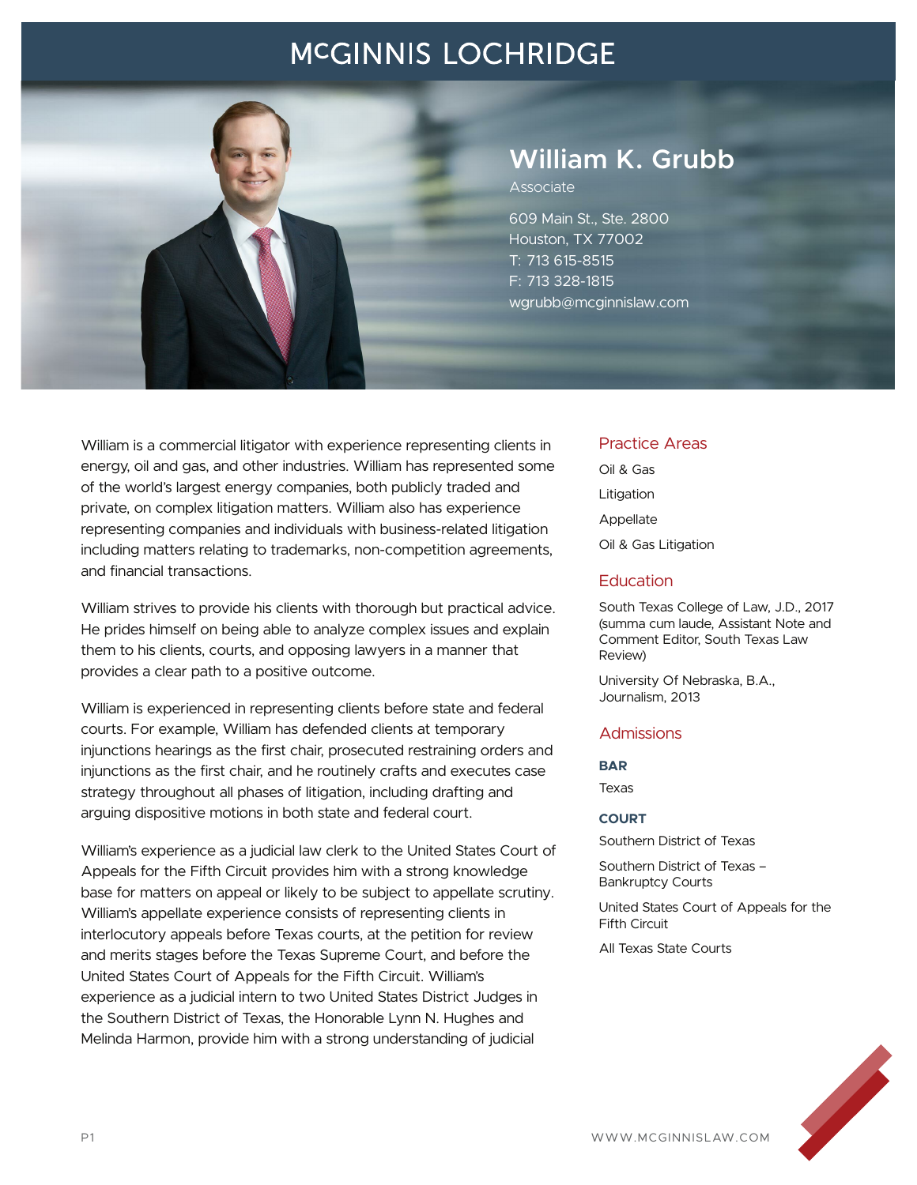# McGINNIS LOCHRIDGE

## William K. Grubb

Associate

609 Main St., Ste. 2800
Houston, TX 77002
T: 713 615-8515
F: 713 328-1815
wgrubb@mcginnislaw.com

William is a commercial litigator with experience representing clients in energy, oil and gas, and other industries. William has represented some of the world's largest energy companies, both publicly traded and private, on complex litigation matters. William also has experience representing companies and individuals with business-related litigation including matters relating to trademarks, non-competition agreements, and financial transactions.

William strives to provide his clients with thorough but practical advice. He prides himself on being able to analyze complex issues and explain them to his clients, courts, and opposing lawyers in a manner that provides a clear path to a positive outcome.

William is experienced in representing clients before state and federal courts. For example, William has defended clients at temporary injunctions hearings as the first chair, prosecuted restraining orders and injunctions as the first chair, and he routinely crafts and executes case strategy throughout all phases of litigation, including drafting and arguing dispositive motions in both state and federal court.

William's experience as a judicial law clerk to the United States Court of Appeals for the Fifth Circuit provides him with a strong knowledge base for matters on appeal or likely to be subject to appellate scrutiny. William's appellate experience consists of representing clients in interlocutory appeals before Texas courts, at the petition for review and merits stages before the Texas Supreme Court, and before the United States Court of Appeals for the Fifth Circuit. William's experience as a judicial intern to two United States District Judges in the Southern District of Texas, the Honorable Lynn N. Hughes and Melinda Harmon, provide him with a strong understanding of judicial

### Practice Areas

Oil & Gas

Litigation

Appellate

Oil & Gas Litigation

### Education

South Texas College of Law, J.D., 2017 (summa cum laude, Assistant Note and Comment Editor, South Texas Law Review)

University Of Nebraska, B.A., Journalism, 2013

### Admissions

**BAR**

Texas

**COURT**

Southern District of Texas

Southern District of Texas – Bankruptcy Courts

United States Court of Appeals for the Fifth Circuit

All Texas State Courts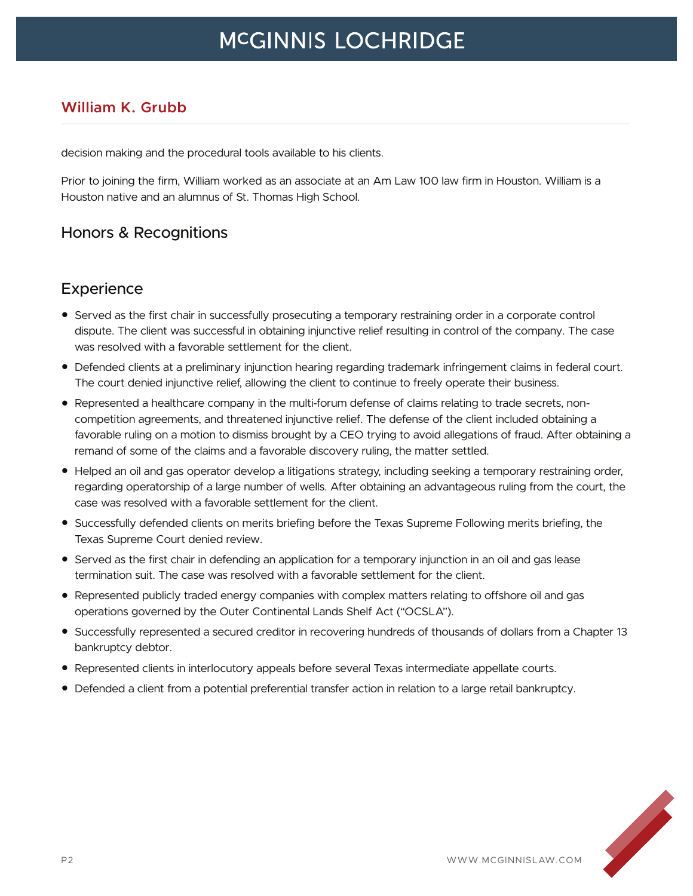decision making and the procedural tools available to his clients.

Prior to joining the firm, William worked as an associate at an Am Law 100 law firm in Houston. William is a Houston native and an alumnus of St. Thomas High School.

## Honors & Recognitions

## Experience

- Served as the first chair in successfully prosecuting a temporary restraining order in a corporate control dispute. The client was successful in obtaining injunctive relief resulting in control of the company. The case was resolved with a favorable settlement for the client.
- Defended clients at a preliminary injunction hearing regarding trademark infringement claims in federal court. The court denied injunctive relief, allowing the client to continue to freely operate their business.
- Represented a healthcare company in the multi-forum defense of claims relating to trade secrets, non-competition agreements, and threatened injunctive relief. The defense of the client included obtaining a favorable ruling on a motion to dismiss brought by a CEO trying to avoid allegations of fraud. After obtaining a remand of some of the claims and a favorable discovery ruling, the matter settled.
- Helped an oil and gas operator develop a litigations strategy, including seeking a temporary restraining order, regarding operatorship of a large number of wells. After obtaining an advantageous ruling from the court, the case was resolved with a favorable settlement for the client.
- Successfully defended clients on merits briefing before the Texas Supreme Following merits briefing, the Texas Supreme Court denied review.
- Served as the first chair in defending an application for a temporary injunction in an oil and gas lease termination suit. The case was resolved with a favorable settlement for the client.
- Represented publicly traded energy companies with complex matters relating to offshore oil and gas operations governed by the Outer Continental Lands Shelf Act ("OCSLA").
- Successfully represented a secured creditor in recovering hundreds of thousands of dollars from a Chapter 13 bankruptcy debtor.
- Represented clients in interlocutory appeals before several Texas intermediate appellate courts.
- Defended a client from a potential preferential transfer action in relation to a large retail bankruptcy.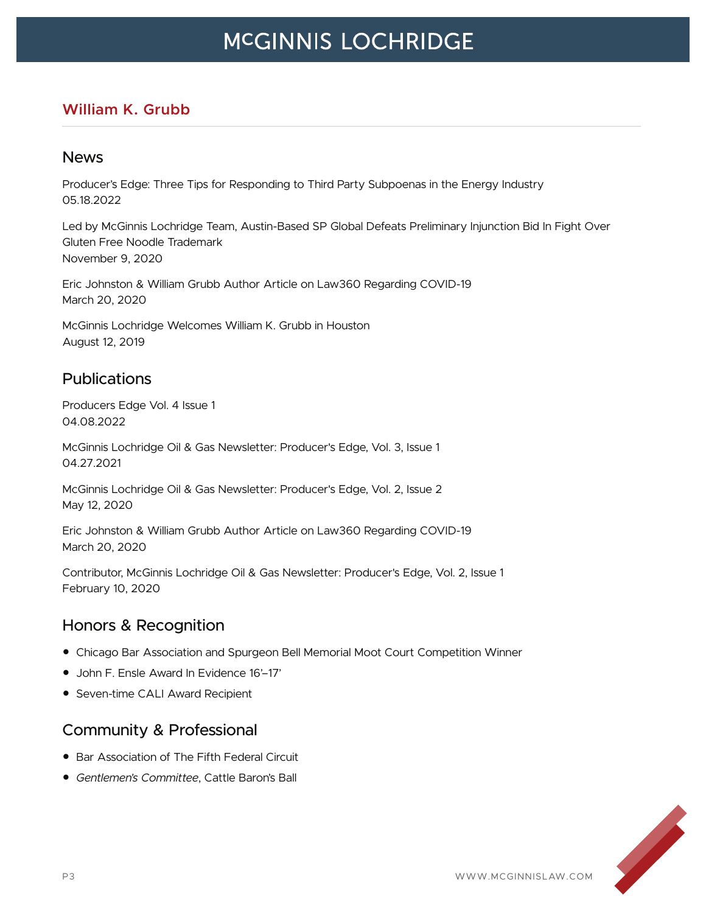## William K. Grubb

### News

Producer's Edge: Three Tips for Responding to Third Party Subpoenas in the Energy Industry
05.18.2022

Led by McGinnis Lochridge Team, Austin-Based SP Global Defeats Preliminary Injunction Bid In Fight Over Gluten Free Noodle Trademark
November 9, 2020

Eric Johnston & William Grubb Author Article on Law360 Regarding COVID-19
March 20, 2020

McGinnis Lochridge Welcomes William K. Grubb in Houston
August 12, 2019

### Publications

Producers Edge Vol. 4 Issue 1
04.08.2022

McGinnis Lochridge Oil & Gas Newsletter: Producer's Edge, Vol. 3, Issue 1
04.27.2021

McGinnis Lochridge Oil & Gas Newsletter: Producer's Edge, Vol. 2, Issue 2
May 12, 2020

Eric Johnston & William Grubb Author Article on Law360 Regarding COVID-19
March 20, 2020

Contributor, McGinnis Lochridge Oil & Gas Newsletter: Producer's Edge, Vol. 2, Issue 1
February 10, 2020

### Honors & Recognition

- Chicago Bar Association and Spurgeon Bell Memorial Moot Court Competition Winner
- John F. Ensle Award In Evidence 16'–17'
- Seven-time CALI Award Recipient

### Community & Professional

- Bar Association of The Fifth Federal Circuit
- *Gentlemen's Committee*, Cattle Baron's Ball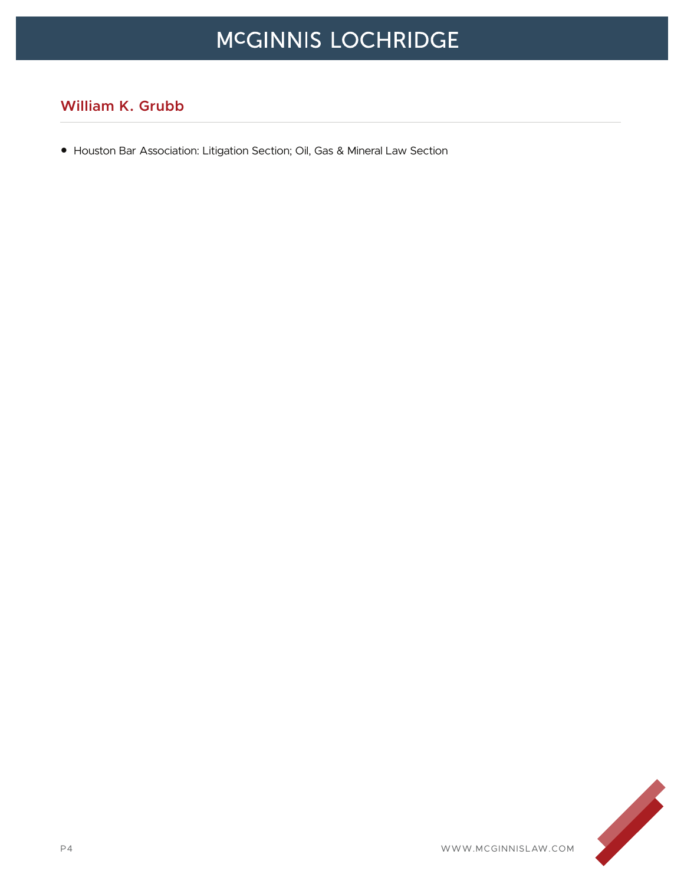## William K. Grubb

- Houston Bar Association: Litigation Section; Oil, Gas & Mineral Law Section